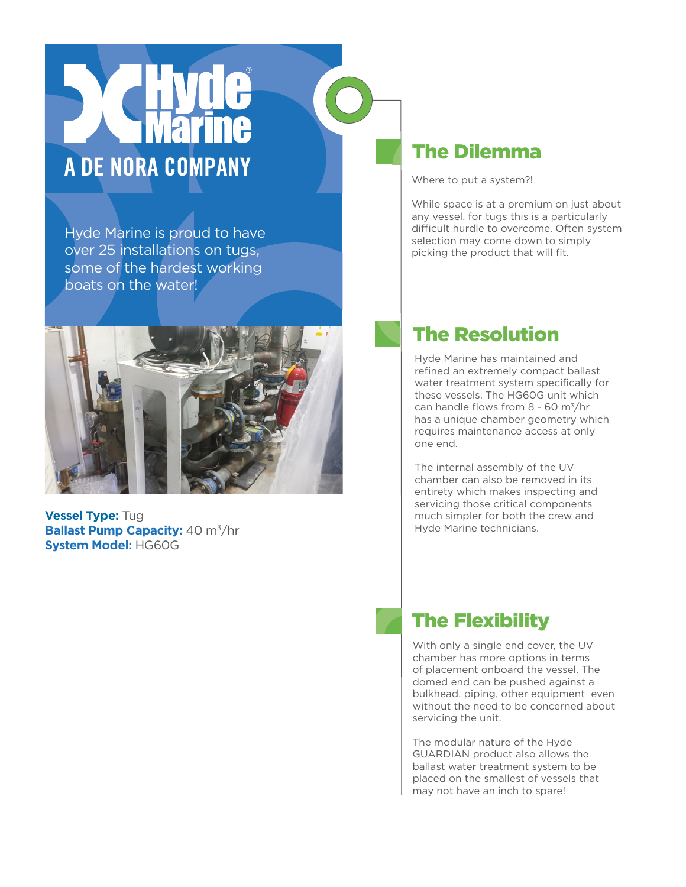# Hyde Marine

A DE NORA COMPANY

Hyde Marine is proud to have over 25 installations on tugs, some of the hardest working boats on the water!

**Vessel Type:** Tug
**Ballast Pump Capacity:** 40 $m^3$/hr
**System Model:** HG60G

## The Dilemma

Where to put a system?!

While space is at a premium on just about any vessel, for tugs this is a particularly difficult hurdle to overcome. Often system selection may come down to simply picking the product that will fit.

## The Resolution

Hyde Marine has maintained and refined an extremely compact ballast water treatment system specifically for these vessels. The HG60G unit which can handle flows from 8 - 60 $m^3$/hr has a unique chamber geometry which requires maintenance access at only one end.

The internal assembly of the UV chamber can also be removed in its entirety which makes inspecting and servicing those critical components much simpler for both the crew and Hyde Marine technicians.

## The Flexibility

With only a single end cover, the UV chamber has more options in terms of placement onboard the vessel. The domed end can be pushed against a bulkhead, piping, other equipment even without the need to be concerned about servicing the unit.

The modular nature of the Hyde GUARDIAN product also allows the ballast water treatment system to be placed on the smallest of vessels that may not have an inch to spare!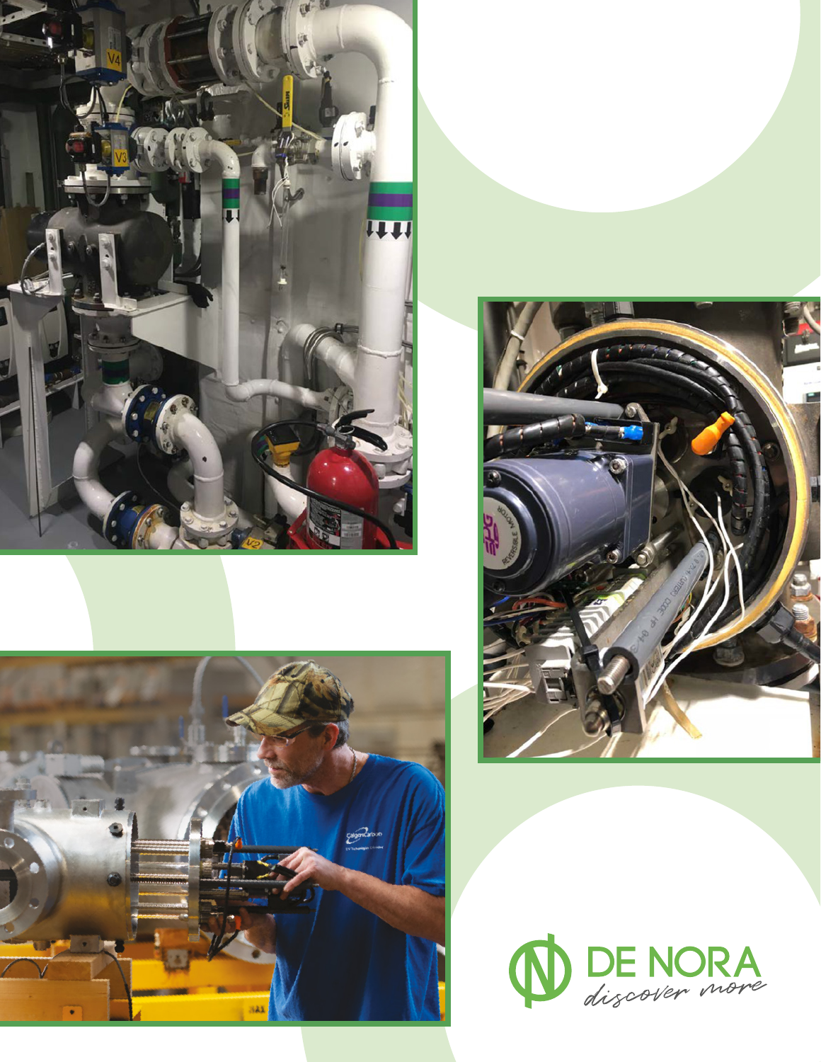DE NORA

*discover more*